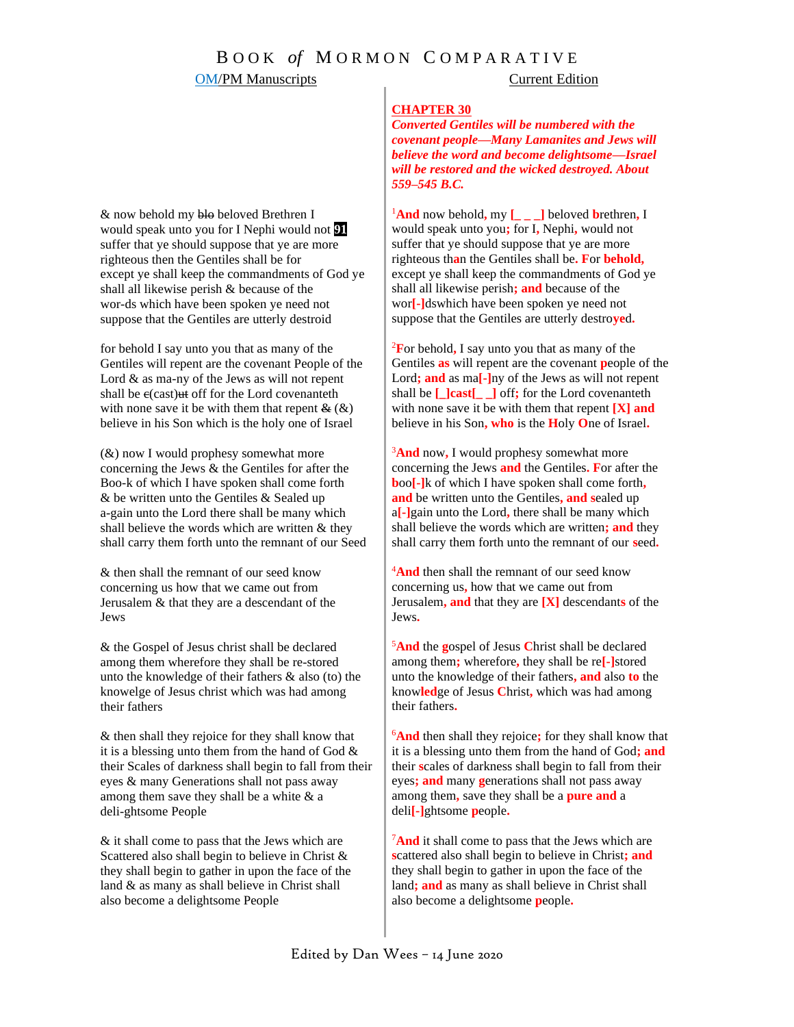# BOOK *of* MORMON COMPARATIVE

| OM/PM Manuscripts | Current Edition |
|---|---|
| | **CHAPTER 30** |
| | ***Converted Gentiles will be numbered with the covenant people—Many Lamanites and Jews will believe the word and become delightsome—Israel will be restored and the wicked destroyed. About 559–545 B.C.*** |
| & now behold my ~~blo~~ beloved Brethren I would speak unto you for I Nephi would not **91** suffer that ye should suppose that ye are more righteous then the Gentiles shall be for except ye shall keep the commandments of God ye shall all likewise perish & because of the wor-ds which have been spoken ye need not suppose that the Gentiles are utterly destroid | 1 **And** now behold**,** my **[_ _ _]** beloved **b**rethren**,** I would speak unto you**;** for I**,** Nephi**,** would not suffer that ye should suppose that ye are more righteous th**a**n the Gentiles shall be**. F**or **behold,** except ye shall keep the commandments of God ye shall all likewise perish**; and** because of the wor**[-]**dswhich have been spoken ye need not suppose that the Gentiles are utterly destro**ye**d**.** |
| for behold I say unto you that as many of the Gentiles will repent are the covenant People of the Lord & as ma-ny of the Jews as will not repent shall be ~~c~~(cast)~~ut~~ off for the Lord covenanteth with none save it be with them that repent ~~&~~ (&) believe in his Son which is the holy one of Israel | 2 **F**or behold**,** I say unto you that as many of the Gentiles **as** will repent are the covenant **p**eople of the Lord**; and** as ma**[-]**ny of the Jews as will not repent shall be **[_]cast[_ _]** off**;** for the Lord covenanteth with none save it be with them that repent **[X] and** believe in his Son**, who** is the **H**oly **O**ne of Israel**.** |
| (&) now I would prophesy somewhat more concerning the Jews & the Gentiles for after the Boo-k of which I have spoken shall come forth & be written unto the Gentiles & Sealed up a-gain unto the Lord there shall be many which shall believe the words which are written & they shall carry them forth unto the remnant of our Seed | 3 **And** now**,** I would prophesy somewhat more concerning the Jews **and** the Gentiles**. F**or after the **b**oo**[-]**k of which I have spoken shall come forth**, and** be written unto the Gentiles**, and s**ealed up a**[-]**gain unto the Lord**,** there shall be many which shall believe the words which are written**; and** they shall carry them forth unto the remnant of our **s**eed**.** |
| & then shall the remnant of our seed know concerning us how that we came out from Jerusalem & that they are a descendant of the Jews | 4 **And** then shall the remnant of our seed know concerning us**,** how that we came out from Jerusalem**, and** that they are **[X]** descendant**s** of the Jews**.** |
| & the Gospel of Jesus christ shall be declared among them wherefore they shall be re-stored unto the knowledge of their fathers & also (to) the knowelge of Jesus christ which was had among their fathers | 5 **And** the **g**ospel of Jesus **C**hrist shall be declared among them**;** wherefore**,** they shall be re**[-]**stored unto the knowledge of their fathers**, and** also **to** the know**led**ge of Jesus **C**hrist**,** which was had among their fathers**.** |
| & then shall they rejoice for they shall know that it is a blessing unto them from the hand of God & their Scales of darkness shall begin to fall from their eyes & many Generations shall not pass away among them save they shall be a white & a deli-ghtsome People | 6 **And** then shall they rejoice**;** for they shall know that it is a blessing unto them from the hand of God**; and** their **s**cales of darkness shall begin to fall from their eyes**; and** many **g**enerations shall not pass away among them**,** save they shall be a **pure and** a deli**[-]**ghtsome **p**eople**.** |
| & it shall come to pass that the Jews which are Scattered also shall begin to believe in Christ & they shall begin to gather in upon the face of the land & as many as shall believe in Christ shall also become a delightsome People | 7 **And** it shall come to pass that the Jews which are **s**cattered also shall begin to believe in Christ**; and** they shall begin to gather in upon the face of the land**; and** as many as shall believe in Christ shall also become a delightsome **p**eople**.** |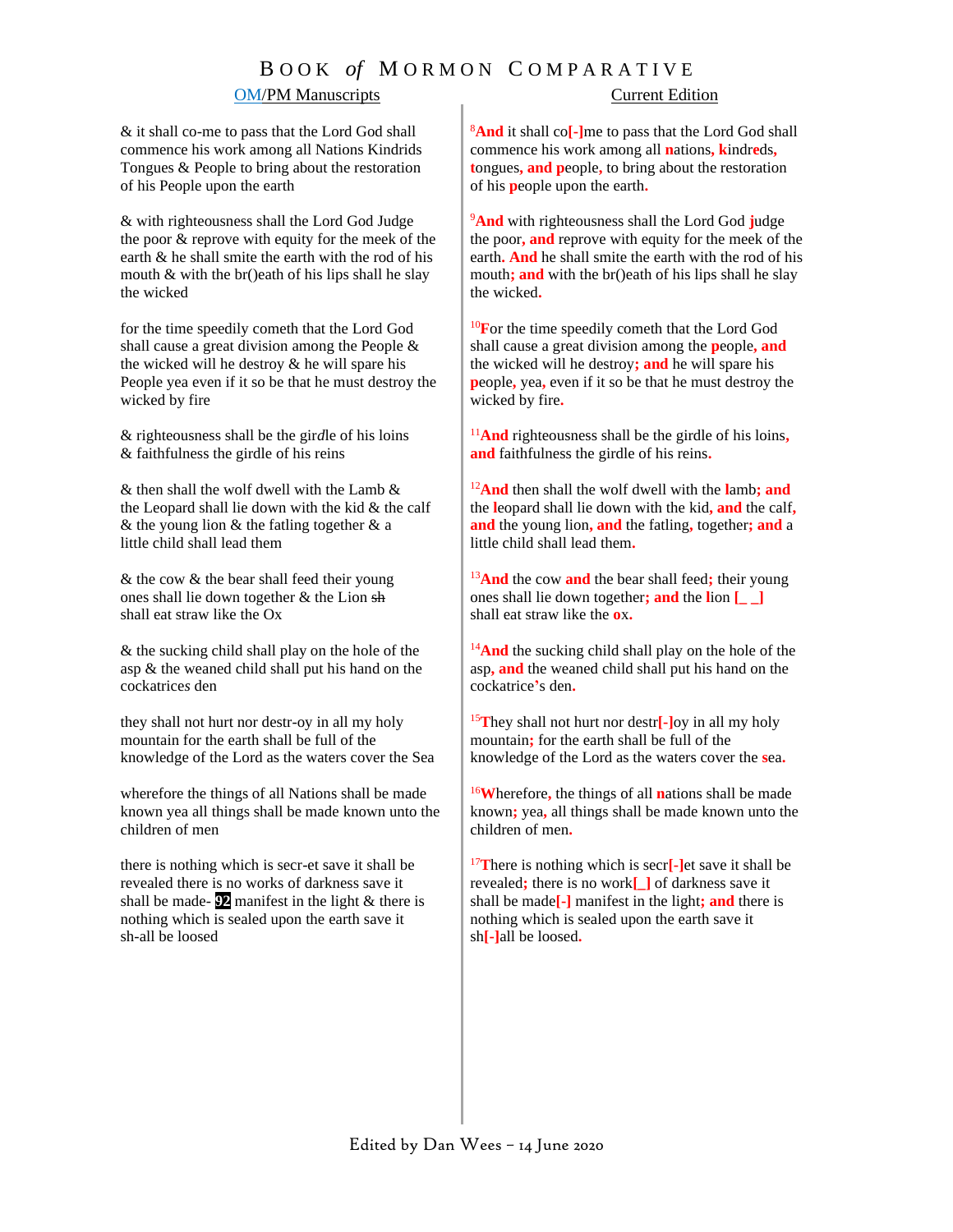# Book *of* Mormon Comparative

| OM/PM Manuscripts | Current Edition |
|---|---|
| & it shall co-me to pass that the Lord God shall commence his work among all Nations Kindrids Tongues & People to bring about the restoration of his People upon the earth | [8]And it shall co[-]me to pass that the Lord God shall commence his work among all nations, kindreds, tongues, and people, to bring about the restoration of his people upon the earth. |
| & with righteousness shall the Lord God Judge the poor & reprove with equity for the meek of the earth & he shall smite the earth with the rod of his mouth & with the br()eath of his lips shall he slay the wicked | [9]And with righteousness shall the Lord God judge the poor, and reprove with equity for the meek of the earth. And he shall smite the earth with the rod of his mouth; and with the br()eath of his lips shall he slay the wicked. |
| for the time speedily cometh that the Lord God shall cause a great division among the People & the wicked will he destroy & he will spare his People yea even if it so be that he must destroy the wicked by fire | [10]For the time speedily cometh that the Lord God shall cause a great division among the people, and the wicked will he destroy; and he will spare his people, yea, even if it so be that he must destroy the wicked by fire. |
| & righteousness shall be the gir*d*le of his loins & faithfulness the girdle of his reins | [11]And righteousness shall be the girdle of his loins, and faithfulness the girdle of his reins. |
| & then shall the wolf dwell with the Lamb & the Leopard shall lie down with the kid & the calf & the young lion & the fatling together & a little child shall lead them | [12]And then shall the wolf dwell with the lamb; and the leopard shall lie down with the kid, and the calf, and the young lion, and the fatling, together; and a little child shall lead them. |
| & the cow & the bear shall feed their young ones shall lie down together & the Lion ~~sh~~ shall eat straw like the Ox | [13]And the cow and the bear shall feed; their young ones shall lie down together; and the lion [_ _] shall eat straw like the ox. |
| & the sucking child shall play on the hole of the asp & the weaned child shall put his hand on the cockatrice*s* den | [14]And the sucking child shall play on the hole of the asp, and the weaned child shall put his hand on the cockatrice's den. |
| they shall not hurt nor destr-oy in all my holy mountain for the earth shall be full of the knowledge of the Lord as the waters cover the Sea | [15]They shall not hurt nor destr[-]oy in all my holy mountain; for the earth shall be full of the knowledge of the Lord as the waters cover the sea. |
| wherefore the things of all Nations shall be made known yea all things shall be made known unto the children of men | [16]Wherefore, the things of all nations shall be made known; yea, all things shall be made known unto the children of men. |
| there is nothing which is secr-et save it shall be revealed there is no works of darkness save it shall be made- **92** manifest in the light & there is nothing which is sealed upon the earth save it sh-all be loosed | [17]There is nothing which is secr[-]et save it shall be revealed; there is no work[_] of darkness save it shall be made[-] manifest in the light; and there is nothing which is sealed upon the earth save it sh[-]all be loosed. |

Edited by Dan Wees – 14 June 2020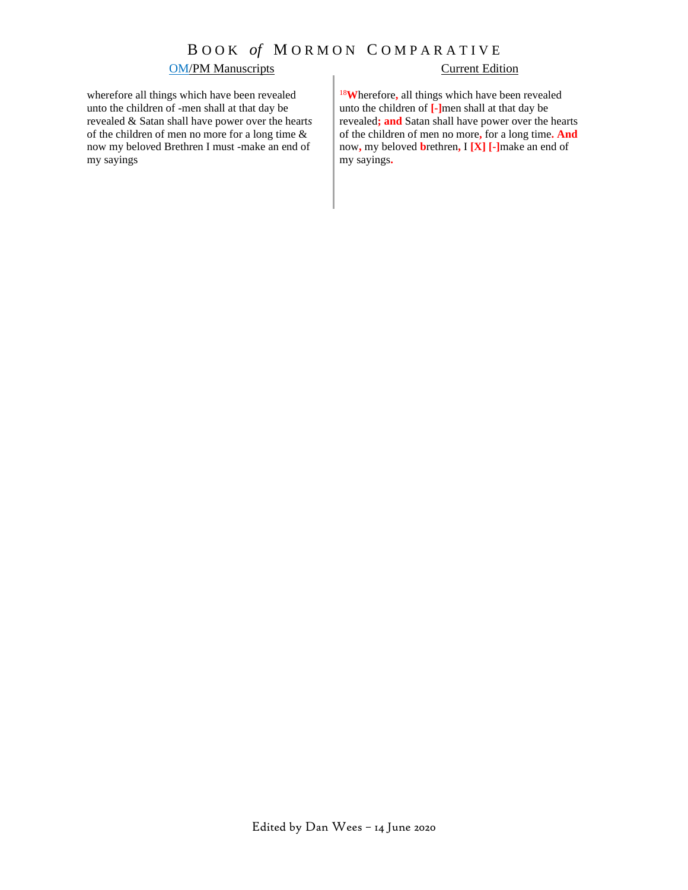# Book *of* Mormon Comparative

| OM/PM Manuscripts | Current Edition |
| --- | --- |
| wherefore all things which have been revealed unto the children of -men shall at that day be revealed & Satan shall have power over the hearts of the children of men no more for a long time & now my beloved Brethren I must -make an end of my sayings | [18]**W**herefore**,** all things which have been revealed unto the children of **[-]**men shall at that day be revealed**; and** Satan shall have power over the hearts of the children of men no more**,** for a long time**. And** now**,** my beloved **b**rethren**,** I **[X] [-]**make an end of my sayings**.** |

Edited by Dan Wees – 14 June 2020